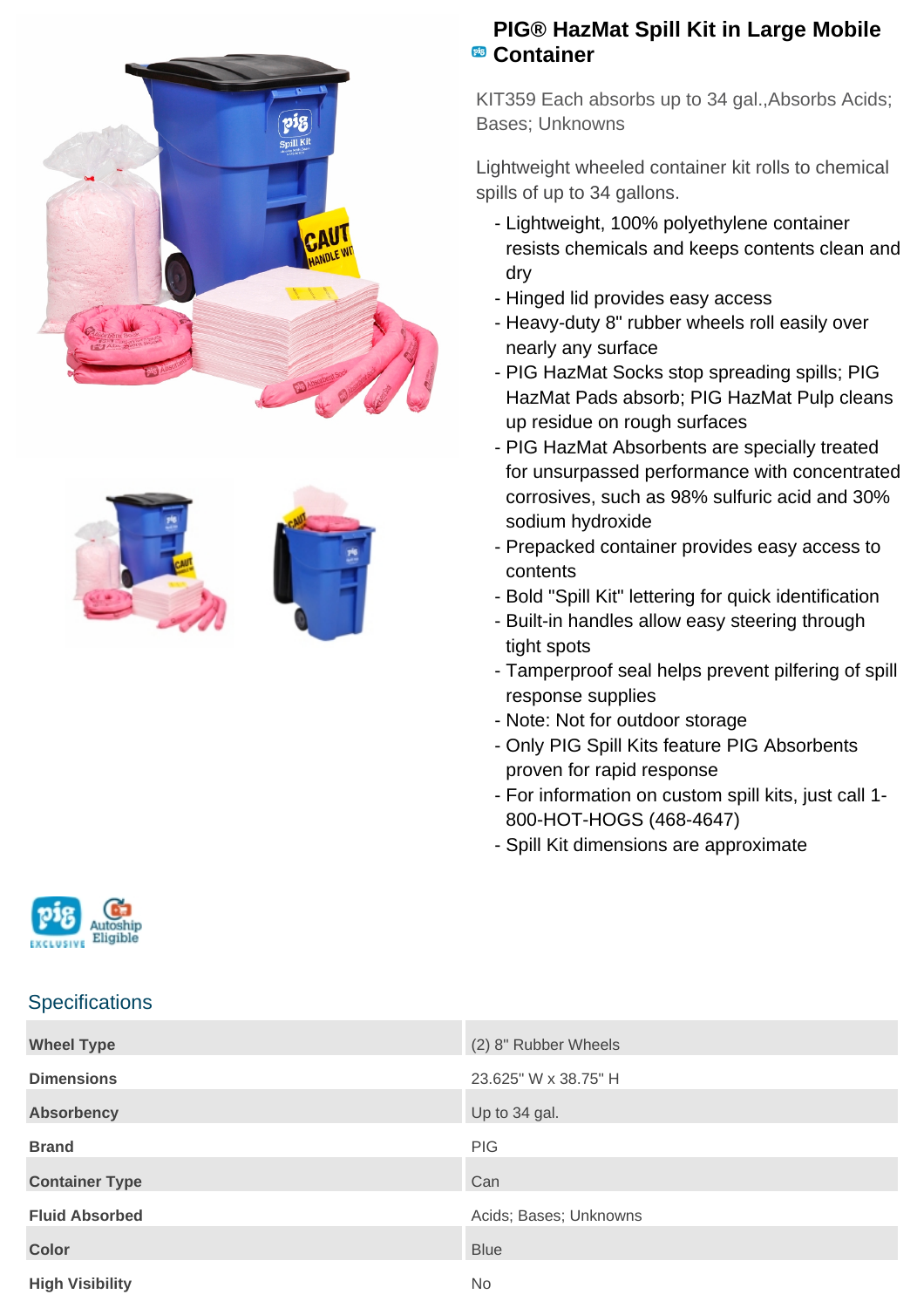# PIG® HazMat Spill Kit in Large Mobile Container

KIT359 Each absorbs up to 34 gal.,Absorbs Acids; Bases; Unknowns

Lightweight wheeled container kit rolls to chemical spills of up to 34 gallons.

- Lightweight, 100% polyethylene container resists chemicals and keeps contents clean and dry
- Hinged lid provides easy access
- Heavy-duty 8" rubber wheels roll easily over nearly any surface
- PIG HazMat Socks stop spreading spills; PIG HazMat Pads absorb; PIG HazMat Pulp cleans up residue on rough surfaces
- PIG HazMat Absorbents are specially treated for unsurpassed performance with concentrated corrosives, such as 98% sulfuric acid and 30% sodium hydroxide
- Prepacked container provides easy access to contents
- Bold "Spill Kit" lettering for quick identification
- Built-in handles allow easy steering through tight spots
- Tamperproof seal helps prevent pilfering of spill response supplies
- Note: Not for outdoor storage
- Only PIG Spill Kits feature PIG Absorbents proven for rapid response
- For information on custom spill kits, just call 1-800-HOT-HOGS (468-4647)
- Spill Kit dimensions are approximate

pig EXCLUSIVE

Autoship Eligible

## Specifications

| | |
|---|---|
| **Wheel Type** | (2) 8" Rubber Wheels |
| **Dimensions** | 23.625" W x 38.75" H |
| **Absorbency** | Up to 34 gal. |
| **Brand** | PIG |
| **Container Type** | Can |
| **Fluid Absorbed** | Acids; Bases; Unknowns |
| **Color** | Blue |
| **High Visibility** | No |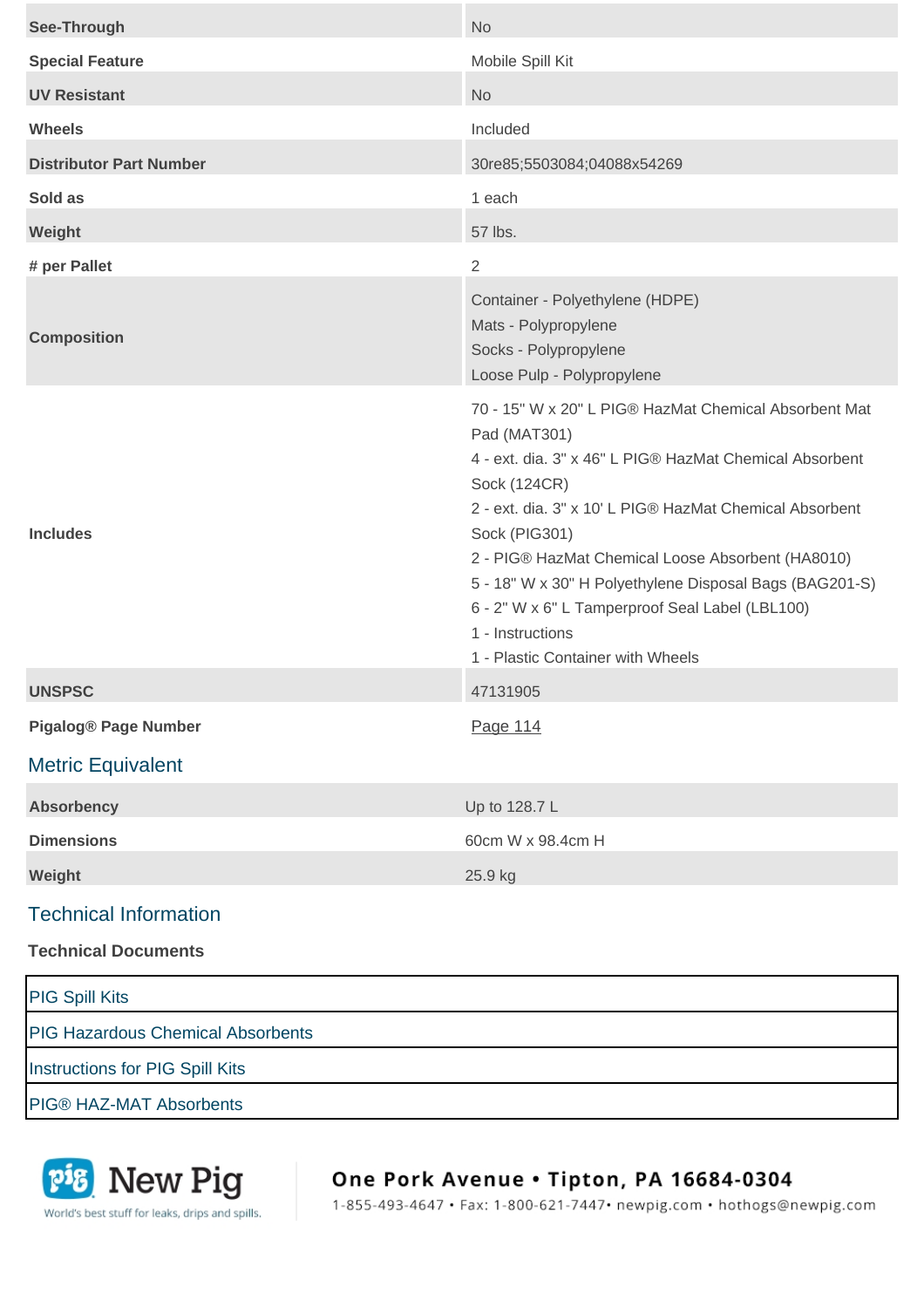| | |
|---|---|
| **See-Through** | No |
| **Special Feature** | Mobile Spill Kit |
| **UV Resistant** | No |
| **Wheels** | Included |
| **Distributor Part Number** | 30re85;5503084;04088x54269 |
| **Sold as** | 1 each |
| **Weight** | 57 lbs. |
| **# per Pallet** | 2 |
| **Composition** | Container - Polyethylene (HDPE)<br>Mats - Polypropylene<br>Socks - Polypropylene<br>Loose Pulp - Polypropylene |
| **Includes** | 70 - 15" W x 20" L PIG® HazMat Chemical Absorbent Mat Pad (MAT301)<br>4 - ext. dia. 3" x 46" L PIG® HazMat Chemical Absorbent Sock (124CR)<br>2 - ext. dia. 3" x 10' L PIG® HazMat Chemical Absorbent Sock (PIG301)<br>2 - PIG® HazMat Chemical Loose Absorbent (HA8010)<br>5 - 18" W x 30" H Polyethylene Disposal Bags (BAG201-S)<br>6 - 2" W x 6" L Tamperproof Seal Label (LBL100)<br>1 - Instructions<br>1 - Plastic Container with Wheels |
| **UNSPSC** | 47131905 |
| **Pigalog® Page Number** | Page 114 |

## Metric Equivalent

| | |
|---|---|
| **Absorbency** | Up to 128.7 L |
| **Dimensions** | 60cm W x 98.4cm H |
| **Weight** | 25.9 kg |

## Technical Information

### Technical Documents

| |
|---|
| PIG Spill Kits |
| PIG Hazardous Chemical Absorbents |
| Instructions for PIG Spill Kits |
| PIG® HAZ-MAT Absorbents |

New Pig
World's best stuff for leaks, drips and spills.

One Pork Avenue • Tipton, PA 16684-0304
1-855-493-4647 • Fax: 1-800-621-7447 • newpig.com • hothogs@newpig.com